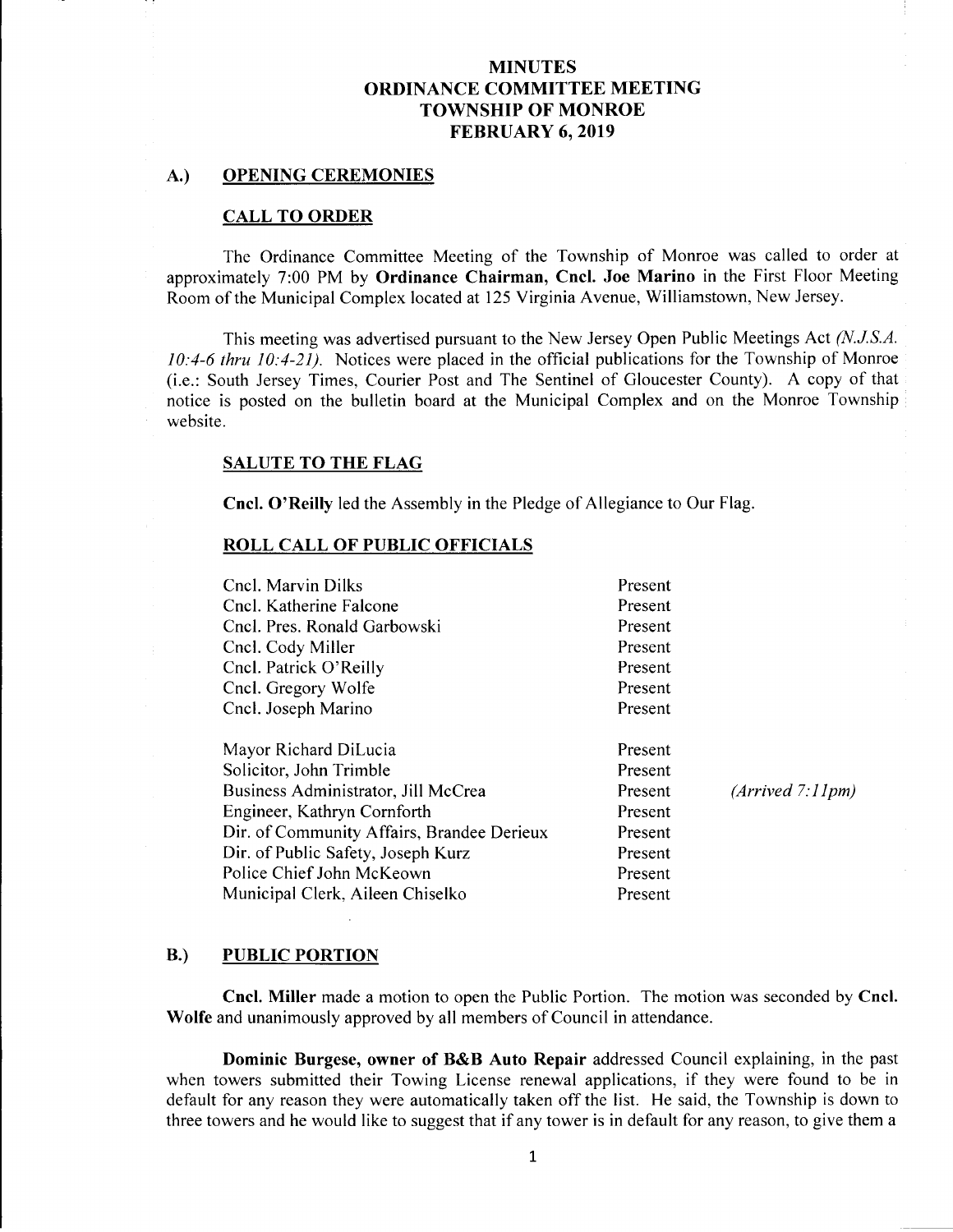# MINUTES
# ORDINANCE COMMITTEE MEETING
# TOWNSHIP OF MONROE
# FEBRUARY 6, 2019

## A.) OPENING CEREMONIES

### CALL TO ORDER

The Ordinance Committee Meeting of the Township of Monroe was called to order at approximately 7:00 PM by **Ordinance Chairman, Cncl. Joe Marino** in the First Floor Meeting Room of the Municipal Complex located at 125 Virginia Avenue, Williamstown, New Jersey.

This meeting was advertised pursuant to the New Jersey Open Public Meetings Act *(N.J.S.A. 10:4-6 thru 10:4-21)*. Notices were placed in the official publications for the Township of Monroe (i.e.: South Jersey Times, Courier Post and The Sentinel of Gloucester County). A copy of that notice is posted on the bulletin board at the Municipal Complex and on the Monroe Township website.

### SALUTE TO THE FLAG

**Cncl. O'Reilly** led the Assembly in the Pledge of Allegiance to Our Flag.

### ROLL CALL OF PUBLIC OFFICIALS

| | | |
|---|---|---|
| Cncl. Marvin Dilks | Present | |
| Cncl. Katherine Falcone | Present | |
| Cncl. Pres. Ronald Garbowski | Present | |
| Cncl. Cody Miller | Present | |
| Cncl. Patrick O'Reilly | Present | |
| Cncl. Gregory Wolfe | Present | |
| Cncl. Joseph Marino | Present | |
| Mayor Richard DiLucia | Present | |
| Solicitor, John Trimble | Present | |
| Business Administrator, Jill McCrea | Present | *(Arrived 7:11pm)* |
| Engineer, Kathryn Cornforth | Present | |
| Dir. of Community Affairs, Brandee Derieux | Present | |
| Dir. of Public Safety, Joseph Kurz | Present | |
| Police Chief John McKeown | Present | |
| Municipal Clerk, Aileen Chiselko | Present | |

## B.) PUBLIC PORTION

**Cncl. Miller** made a motion to open the Public Portion. The motion was seconded by **Cncl. Wolfe** and unanimously approved by all members of Council in attendance.

**Dominic Burgese, owner of B&B Auto Repair** addressed Council explaining, in the past when towers submitted their Towing License renewal applications, if they were found to be in default for any reason they were automatically taken off the list. He said, the Township is down to three towers and he would like to suggest that if any tower is in default for any reason, to give them a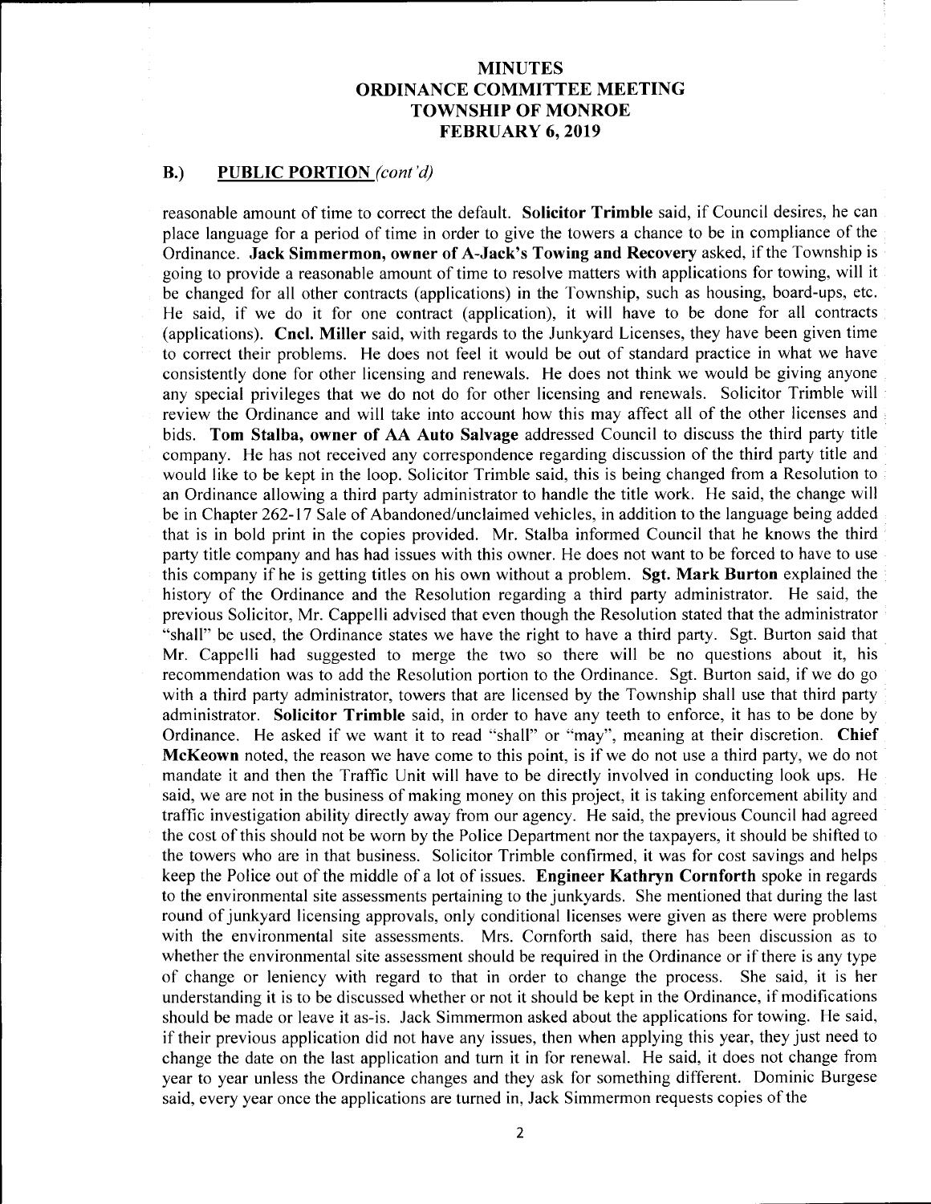# MINUTES
# ORDINANCE COMMITTEE MEETING
# TOWNSHIP OF MONROE
# FEBRUARY 6, 2019

## B.) PUBLIC PORTION *(cont'd)*

reasonable amount of time to correct the default. **Solicitor Trimble** said, if Council desires, he can place language for a period of time in order to give the towers a chance to be in compliance of the Ordinance. **Jack Simmermon, owner of A-Jack's Towing and Recovery** asked, if the Township is going to provide a reasonable amount of time to resolve matters with applications for towing, will it be changed for all other contracts (applications) in the Township, such as housing, board-ups, etc. He said, if we do it for one contract (application), it will have to be done for all contracts (applications). **Cncl. Miller** said, with regards to the Junkyard Licenses, they have been given time to correct their problems. He does not feel it would be out of standard practice in what we have consistently done for other licensing and renewals. He does not think we would be giving anyone any special privileges that we do not do for other licensing and renewals. Solicitor Trimble will review the Ordinance and will take into account how this may affect all of the other licenses and bids. **Tom Stalba, owner of AA Auto Salvage** addressed Council to discuss the third party title company. He has not received any correspondence regarding discussion of the third party title and would like to be kept in the loop. Solicitor Trimble said, this is being changed from a Resolution to an Ordinance allowing a third party administrator to handle the title work. He said, the change will be in Chapter 262-17 Sale of Abandoned/unclaimed vehicles, in addition to the language being added that is in bold print in the copies provided. Mr. Stalba informed Council that he knows the third party title company and has had issues with this owner. He does not want to be forced to have to use this company if he is getting titles on his own without a problem. **Sgt. Mark Burton** explained the history of the Ordinance and the Resolution regarding a third party administrator. He said, the previous Solicitor, Mr. Cappelli advised that even though the Resolution stated that the administrator "shall" be used, the Ordinance states we have the right to have a third party. Sgt. Burton said that Mr. Cappelli had suggested to merge the two so there will be no questions about it, his recommendation was to add the Resolution portion to the Ordinance. Sgt. Burton said, if we do go with a third party administrator, towers that are licensed by the Township shall use that third party administrator. **Solicitor Trimble** said, in order to have any teeth to enforce, it has to be done by Ordinance. He asked if we want it to read "shall" or "may", meaning at their discretion. **Chief McKeown** noted, the reason we have come to this point, is if we do not use a third party, we do not mandate it and then the Traffic Unit will have to be directly involved in conducting look ups. He said, we are not in the business of making money on this project, it is taking enforcement ability and traffic investigation ability directly away from our agency. He said, the previous Council had agreed the cost of this should not be worn by the Police Department nor the taxpayers, it should be shifted to the towers who are in that business. Solicitor Trimble confirmed, it was for cost savings and helps keep the Police out of the middle of a lot of issues. **Engineer Kathryn Cornforth** spoke in regards to the environmental site assessments pertaining to the junkyards. She mentioned that during the last round of junkyard licensing approvals, only conditional licenses were given as there were problems with the environmental site assessments. Mrs. Cornforth said, there has been discussion as to whether the environmental site assessment should be required in the Ordinance or if there is any type of change or leniency with regard to that in order to change the process. She said, it is her understanding it is to be discussed whether or not it should be kept in the Ordinance, if modifications should be made or leave it as-is. Jack Simmermon asked about the applications for towing. He said, if their previous application did not have any issues, then when applying this year, they just need to change the date on the last application and turn it in for renewal. He said, it does not change from year to year unless the Ordinance changes and they ask for something different. Dominic Burgese said, every year once the applications are turned in, Jack Simmermon requests copies of the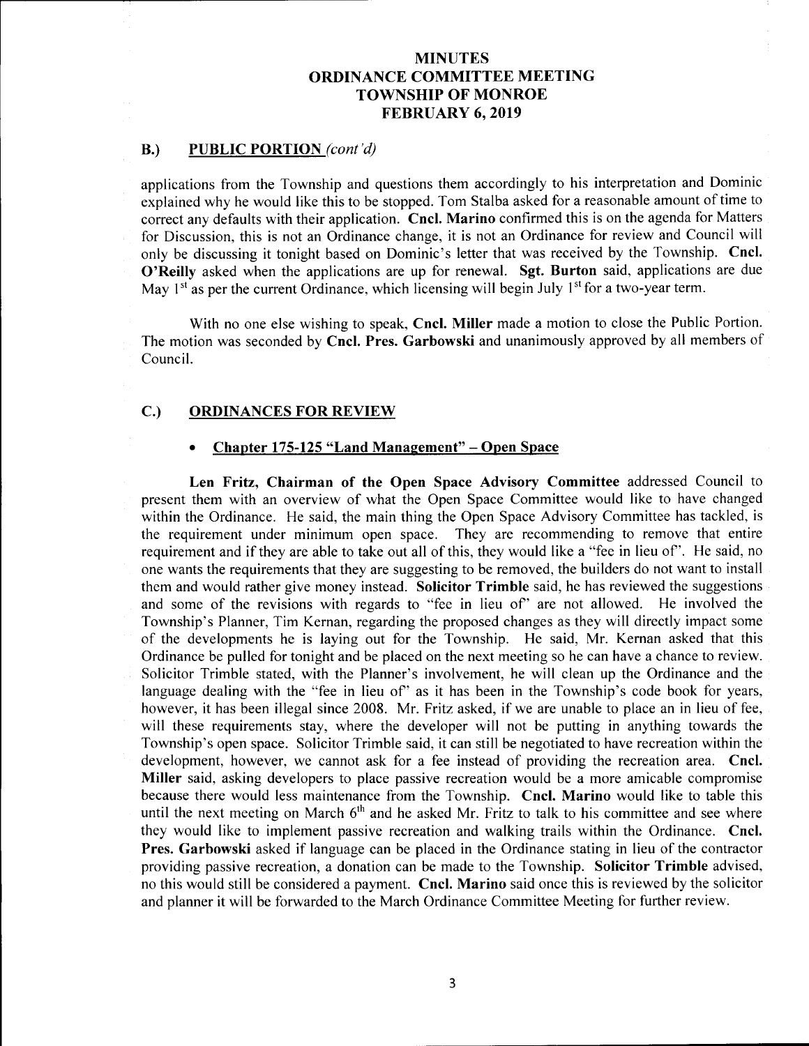## B.) PUBLIC PORTION *(cont'd)*

applications from the Township and questions them accordingly to his interpretation and Dominic explained why he would like this to be stopped. Tom Stalba asked for a reasonable amount of time to correct any defaults with their application. **Cncl. Marino** confirmed this is on the agenda for Matters for Discussion, this is not an Ordinance change, it is not an Ordinance for review and Council will only be discussing it tonight based on Dominic's letter that was received by the Township. **Cncl. O'Reilly** asked when the applications are up for renewal. **Sgt. Burton** said, applications are due May 1st as per the current Ordinance, which licensing will begin July 1st for a two-year term.

With no one else wishing to speak, **Cncl. Miller** made a motion to close the Public Portion. The motion was seconded by **Cncl. Pres. Garbowski** and unanimously approved by all members of Council.

## C.) ORDINANCES FOR REVIEW

- **Chapter 175-125 "Land Management" – Open Space**

**Len Fritz, Chairman of the Open Space Advisory Committee** addressed Council to present them with an overview of what the Open Space Committee would like to have changed within the Ordinance. He said, the main thing the Open Space Advisory Committee has tackled, is the requirement under minimum open space. They are recommending to remove that entire requirement and if they are able to take out all of this, they would like a "fee in lieu of". He said, no one wants the requirements that they are suggesting to be removed, the builders do not want to install them and would rather give money instead. **Solicitor Trimble** said, he has reviewed the suggestions and some of the revisions with regards to "fee in lieu of" are not allowed. He involved the Township's Planner, Tim Kernan, regarding the proposed changes as they will directly impact some of the developments he is laying out for the Township. He said, Mr. Kernan asked that this Ordinance be pulled for tonight and be placed on the next meeting so he can have a chance to review. Solicitor Trimble stated, with the Planner's involvement, he will clean up the Ordinance and the language dealing with the "fee in lieu of" as it has been in the Township's code book for years, however, it has been illegal since 2008. Mr. Fritz asked, if we are unable to place an in lieu of fee, will these requirements stay, where the developer will not be putting in anything towards the Township's open space. Solicitor Trimble said, it can still be negotiated to have recreation within the development, however, we cannot ask for a fee instead of providing the recreation area. **Cncl. Miller** said, asking developers to place passive recreation would be a more amicable compromise because there would less maintenance from the Township. **Cncl. Marino** would like to table this until the next meeting on March 6th and he asked Mr. Fritz to talk to his committee and see where they would like to implement passive recreation and walking trails within the Ordinance. **Cncl. Pres. Garbowski** asked if language can be placed in the Ordinance stating in lieu of the contractor providing passive recreation, a donation can be made to the Township. **Solicitor Trimble** advised, no this would still be considered a payment. **Cncl. Marino** said once this is reviewed by the solicitor and planner it will be forwarded to the March Ordinance Committee Meeting for further review.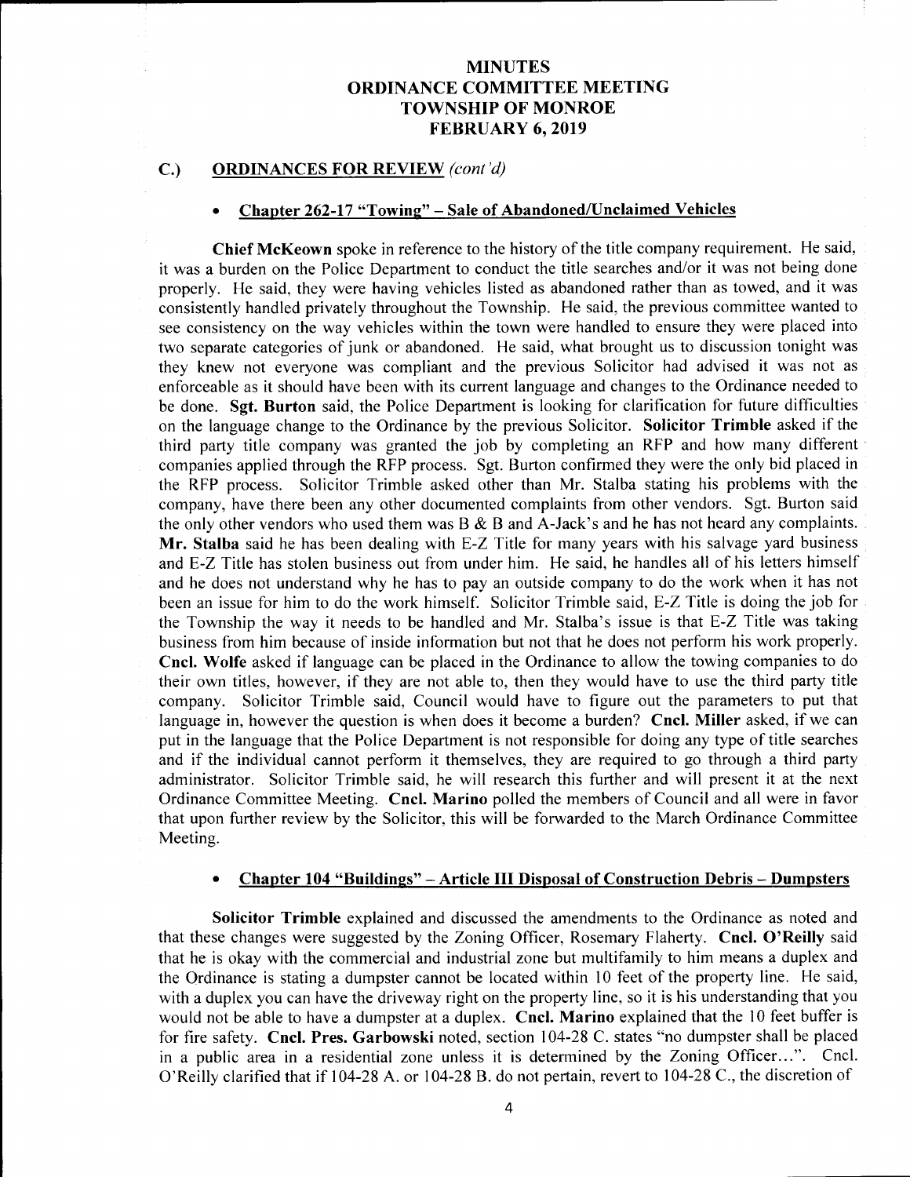# MINUTES
# ORDINANCE COMMITTEE MEETING
# TOWNSHIP OF MONROE
# FEBRUARY 6, 2019

## C.) ORDINANCES FOR REVIEW *(cont'd)*

- **Chapter 262-17 "Towing" – Sale of Abandoned/Unclaimed Vehicles**

**Chief McKeown** spoke in reference to the history of the title company requirement. He said, it was a burden on the Police Department to conduct the title searches and/or it was not being done properly. He said, they were having vehicles listed as abandoned rather than as towed, and it was consistently handled privately throughout the Township. He said, the previous committee wanted to see consistency on the way vehicles within the town were handled to ensure they were placed into two separate categories of junk or abandoned. He said, what brought us to discussion tonight was they knew not everyone was compliant and the previous Solicitor had advised it was not as enforceable as it should have been with its current language and changes to the Ordinance needed to be done. **Sgt. Burton** said, the Police Department is looking for clarification for future difficulties on the language change to the Ordinance by the previous Solicitor. **Solicitor Trimble** asked if the third party title company was granted the job by completing an RFP and how many different companies applied through the RFP process. Sgt. Burton confirmed they were the only bid placed in the RFP process. Solicitor Trimble asked other than Mr. Stalba stating his problems with the company, have there been any other documented complaints from other vendors. Sgt. Burton said the only other vendors who used them was B & B and A-Jack's and he has not heard any complaints. **Mr. Stalba** said he has been dealing with E-Z Title for many years with his salvage yard business and E-Z Title has stolen business out from under him. He said, he handles all of his letters himself and he does not understand why he has to pay an outside company to do the work when it has not been an issue for him to do the work himself. Solicitor Trimble said, E-Z Title is doing the job for the Township the way it needs to be handled and Mr. Stalba's issue is that E-Z Title was taking business from him because of inside information but not that he does not perform his work properly. **Cncl. Wolfe** asked if language can be placed in the Ordinance to allow the towing companies to do their own titles, however, if they are not able to, then they would have to use the third party title company. Solicitor Trimble said, Council would have to figure out the parameters to put that language in, however the question is when does it become a burden? **Cncl. Miller** asked, if we can put in the language that the Police Department is not responsible for doing any type of title searches and if the individual cannot perform it themselves, they are required to go through a third party administrator. Solicitor Trimble said, he will research this further and will present it at the next Ordinance Committee Meeting. **Cncl. Marino** polled the members of Council and all were in favor that upon further review by the Solicitor, this will be forwarded to the March Ordinance Committee Meeting.

- **Chapter 104 "Buildings" – Article III Disposal of Construction Debris – Dumpsters**

**Solicitor Trimble** explained and discussed the amendments to the Ordinance as noted and that these changes were suggested by the Zoning Officer, Rosemary Flaherty. **Cncl. O'Reilly** said that he is okay with the commercial and industrial zone but multifamily to him means a duplex and the Ordinance is stating a dumpster cannot be located within 10 feet of the property line. He said, with a duplex you can have the driveway right on the property line, so it is his understanding that you would not be able to have a dumpster at a duplex. **Cncl. Marino** explained that the 10 feet buffer is for fire safety. **Cncl. Pres. Garbowski** noted, section 104-28 C. states "no dumpster shall be placed in a public area in a residential zone unless it is determined by the Zoning Officer…". Cncl. O'Reilly clarified that if 104-28 A. or 104-28 B. do not pertain, revert to 104-28 C., the discretion of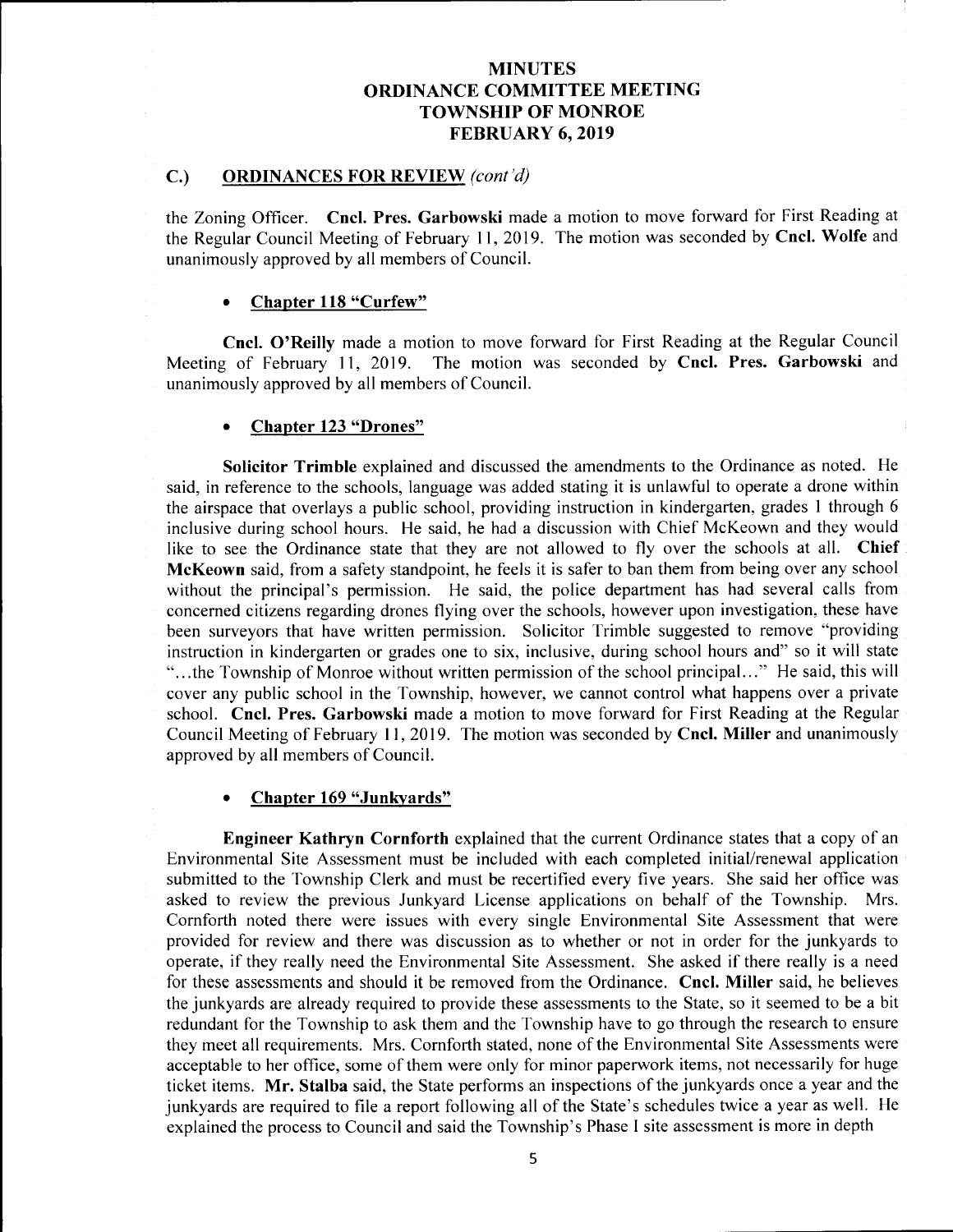## C.) ORDINANCES FOR REVIEW *(cont'd)*

the Zoning Officer. **Cncl. Pres. Garbowski** made a motion to move forward for First Reading at the Regular Council Meeting of February 11, 2019. The motion was seconded by **Cncl. Wolfe** and unanimously approved by all members of Council.

- **Chapter 118 "Curfew"**

**Cncl. O'Reilly** made a motion to move forward for First Reading at the Regular Council Meeting of February 11, 2019. The motion was seconded by **Cncl. Pres. Garbowski** and unanimously approved by all members of Council.

- **Chapter 123 "Drones"**

**Solicitor Trimble** explained and discussed the amendments to the Ordinance as noted. He said, in reference to the schools, language was added stating it is unlawful to operate a drone within the airspace that overlays a public school, providing instruction in kindergarten, grades 1 through 6 inclusive during school hours. He said, he had a discussion with Chief McKeown and they would like to see the Ordinance state that they are not allowed to fly over the schools at all. **Chief McKeown** said, from a safety standpoint, he feels it is safer to ban them from being over any school without the principal's permission. He said, the police department has had several calls from concerned citizens regarding drones flying over the schools, however upon investigation, these have been surveyors that have written permission. Solicitor Trimble suggested to remove "providing instruction in kindergarten or grades one to six, inclusive, during school hours and" so it will state "...the Township of Monroe without written permission of the school principal..." He said, this will cover any public school in the Township, however, we cannot control what happens over a private school. **Cncl. Pres. Garbowski** made a motion to move forward for First Reading at the Regular Council Meeting of February 11, 2019. The motion was seconded by **Cncl. Miller** and unanimously approved by all members of Council.

- **Chapter 169 "Junkyards"**

**Engineer Kathryn Cornforth** explained that the current Ordinance states that a copy of an Environmental Site Assessment must be included with each completed initial/renewal application submitted to the Township Clerk and must be recertified every five years. She said her office was asked to review the previous Junkyard License applications on behalf of the Township. Mrs. Cornforth noted there were issues with every single Environmental Site Assessment that were provided for review and there was discussion as to whether or not in order for the junkyards to operate, if they really need the Environmental Site Assessment. She asked if there really is a need for these assessments and should it be removed from the Ordinance. **Cncl. Miller** said, he believes the junkyards are already required to provide these assessments to the State, so it seemed to be a bit redundant for the Township to ask them and the Township have to go through the research to ensure they meet all requirements. Mrs. Cornforth stated, none of the Environmental Site Assessments were acceptable to her office, some of them were only for minor paperwork items, not necessarily for huge ticket items. **Mr. Stalba** said, the State performs an inspections of the junkyards once a year and the junkyards are required to file a report following all of the State's schedules twice a year as well. He explained the process to Council and said the Township's Phase I site assessment is more in depth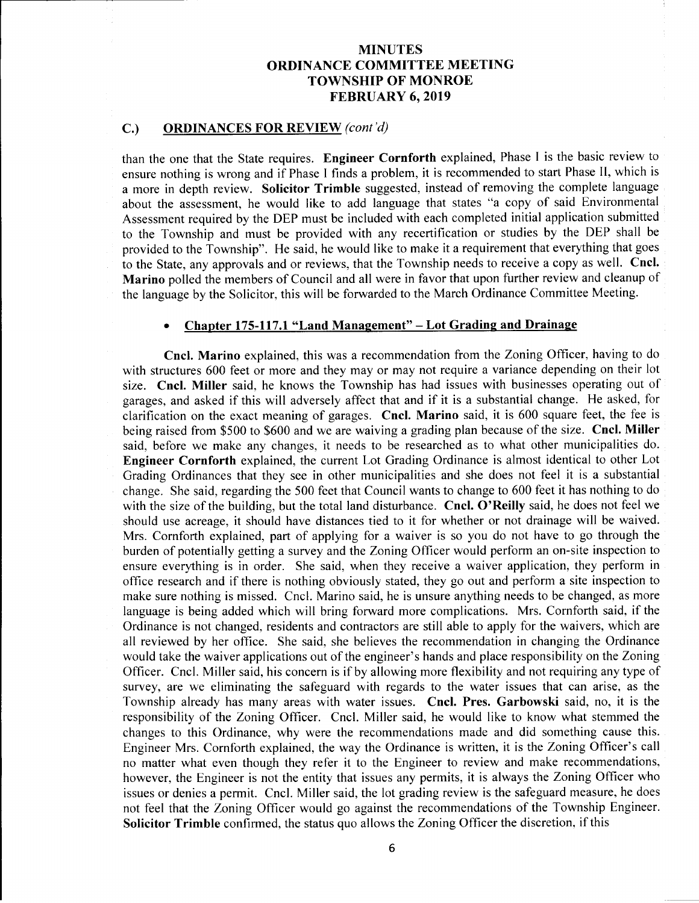# MINUTES
# ORDINANCE COMMITTEE MEETING
# TOWNSHIP OF MONROE
# FEBRUARY 6, 2019

## C.) ORDINANCES FOR REVIEW *(cont'd)*

than the one that the State requires. **Engineer Cornforth** explained, Phase I is the basic review to ensure nothing is wrong and if Phase I finds a problem, it is recommended to start Phase II, which is a more in depth review. **Solicitor Trimble** suggested, instead of removing the complete language about the assessment, he would like to add language that states "a copy of said Environmental Assessment required by the DEP must be included with each completed initial application submitted to the Township and must be provided with any recertification or studies by the DEP shall be provided to the Township". He said, he would like to make it a requirement that everything that goes to the State, any approvals and or reviews, that the Township needs to receive a copy as well. **Cncl. Marino** polled the members of Council and all were in favor that upon further review and cleanup of the language by the Solicitor, this will be forwarded to the March Ordinance Committee Meeting.

- **Chapter 175-117.1 "Land Management" – Lot Grading and Drainage**

**Cncl. Marino** explained, this was a recommendation from the Zoning Officer, having to do with structures 600 feet or more and they may or may not require a variance depending on their lot size. **Cncl. Miller** said, he knows the Township has had issues with businesses operating out of garages, and asked if this will adversely affect that and if it is a substantial change. He asked, for clarification on the exact meaning of garages. **Cncl. Marino** said, it is 600 square feet, the fee is being raised from $500 to $600 and we are waiving a grading plan because of the size. **Cncl. Miller** said, before we make any changes, it needs to be researched as to what other municipalities do. **Engineer Cornforth** explained, the current Lot Grading Ordinance is almost identical to other Lot Grading Ordinances that they see in other municipalities and she does not feel it is a substantial change. She said, regarding the 500 feet that Council wants to change to 600 feet it has nothing to do with the size of the building, but the total land disturbance. **Cncl. O'Reilly** said, he does not feel we should use acreage, it should have distances tied to it for whether or not drainage will be waived. Mrs. Cornforth explained, part of applying for a waiver is so you do not have to go through the burden of potentially getting a survey and the Zoning Officer would perform an on-site inspection to ensure everything is in order. She said, when they receive a waiver application, they perform in office research and if there is nothing obviously stated, they go out and perform a site inspection to make sure nothing is missed. Cncl. Marino said, he is unsure anything needs to be changed, as more language is being added which will bring forward more complications. Mrs. Cornforth said, if the Ordinance is not changed, residents and contractors are still able to apply for the waivers, which are all reviewed by her office. She said, she believes the recommendation in changing the Ordinance would take the waiver applications out of the engineer's hands and place responsibility on the Zoning Officer. Cncl. Miller said, his concern is if by allowing more flexibility and not requiring any type of survey, are we eliminating the safeguard with regards to the water issues that can arise, as the Township already has many areas with water issues. **Cncl. Pres. Garbowski** said, no, it is the responsibility of the Zoning Officer. Cncl. Miller said, he would like to know what stemmed the changes to this Ordinance, why were the recommendations made and did something cause this. Engineer Mrs. Cornforth explained, the way the Ordinance is written, it is the Zoning Officer's call no matter what even though they refer it to the Engineer to review and make recommendations, however, the Engineer is not the entity that issues any permits, it is always the Zoning Officer who issues or denies a permit. Cncl. Miller said, the lot grading review is the safeguard measure, he does not feel that the Zoning Officer would go against the recommendations of the Township Engineer. **Solicitor Trimble** confirmed, the status quo allows the Zoning Officer the discretion, if this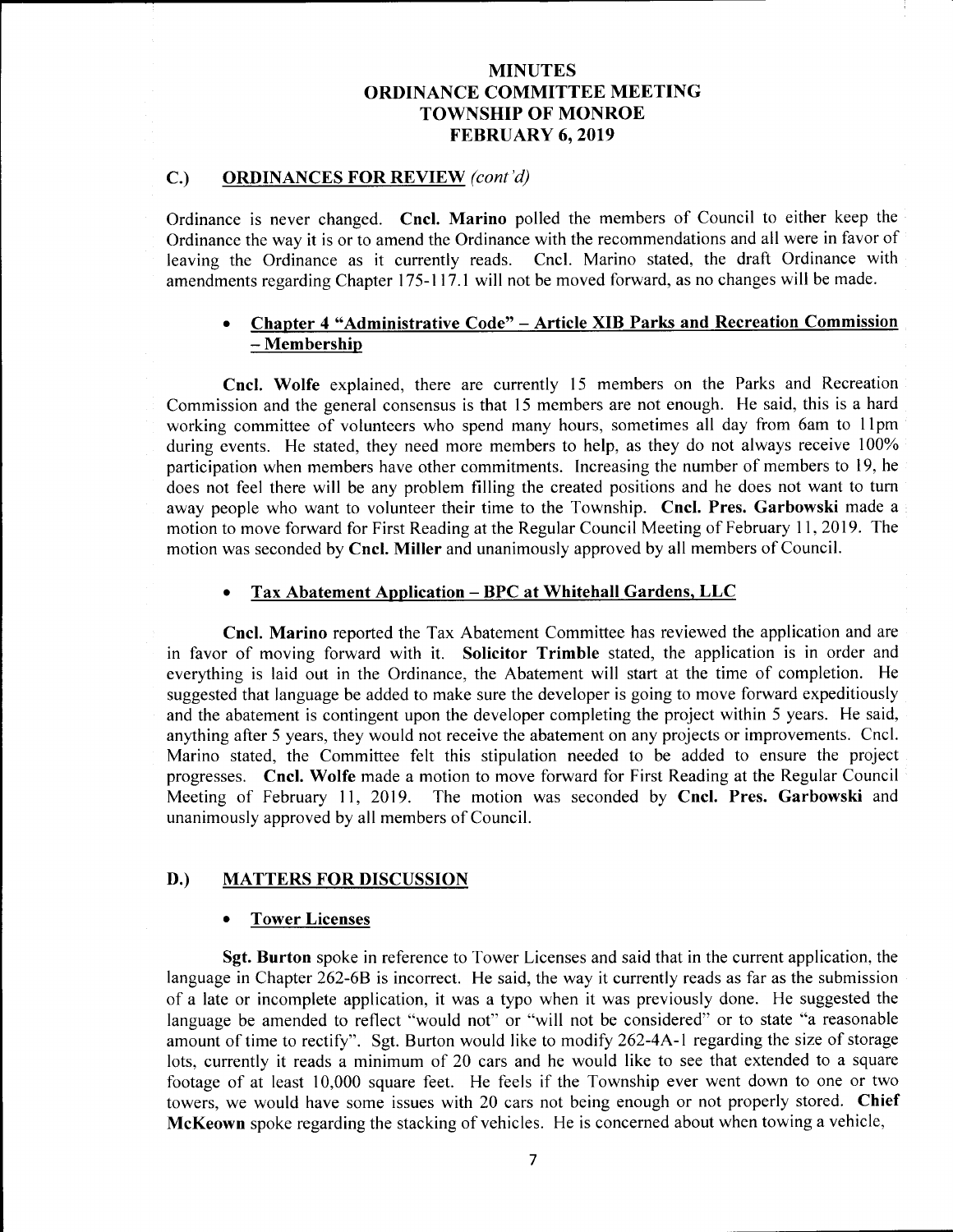# MINUTES
# ORDINANCE COMMITTEE MEETING
# TOWNSHIP OF MONROE
# FEBRUARY 6, 2019

## C.) ORDINANCES FOR REVIEW *(cont'd)*

Ordinance is never changed. **Cncl. Marino** polled the members of Council to either keep the Ordinance the way it is or to amend the Ordinance with the recommendations and all were in favor of leaving the Ordinance as it currently reads. Cncl. Marino stated, the draft Ordinance with amendments regarding Chapter 175-117.1 will not be moved forward, as no changes will be made.

- **Chapter 4 "Administrative Code" – Article XIB Parks and Recreation Commission – Membership**

**Cncl. Wolfe** explained, there are currently 15 members on the Parks and Recreation Commission and the general consensus is that 15 members are not enough. He said, this is a hard working committee of volunteers who spend many hours, sometimes all day from 6am to 11pm during events. He stated, they need more members to help, as they do not always receive 100% participation when members have other commitments. Increasing the number of members to 19, he does not feel there will be any problem filling the created positions and he does not want to turn away people who want to volunteer their time to the Township. **Cncl. Pres. Garbowski** made a motion to move forward for First Reading at the Regular Council Meeting of February 11, 2019. The motion was seconded by **Cncl. Miller** and unanimously approved by all members of Council.

- **Tax Abatement Application – BPC at Whitehall Gardens, LLC**

**Cncl. Marino** reported the Tax Abatement Committee has reviewed the application and are in favor of moving forward with it. **Solicitor Trimble** stated, the application is in order and everything is laid out in the Ordinance, the Abatement will start at the time of completion. He suggested that language be added to make sure the developer is going to move forward expeditiously and the abatement is contingent upon the developer completing the project within 5 years. He said, anything after 5 years, they would not receive the abatement on any projects or improvements. Cncl. Marino stated, the Committee felt this stipulation needed to be added to ensure the project progresses. **Cncl. Wolfe** made a motion to move forward for First Reading at the Regular Council Meeting of February 11, 2019. The motion was seconded by **Cncl. Pres. Garbowski** and unanimously approved by all members of Council.

## D.) MATTERS FOR DISCUSSION

- **Tower Licenses**

**Sgt. Burton** spoke in reference to Tower Licenses and said that in the current application, the language in Chapter 262-6B is incorrect. He said, the way it currently reads as far as the submission of a late or incomplete application, it was a typo when it was previously done. He suggested the language be amended to reflect "would not" or "will not be considered" or to state "a reasonable amount of time to rectify". Sgt. Burton would like to modify 262-4A-1 regarding the size of storage lots, currently it reads a minimum of 20 cars and he would like to see that extended to a square footage of at least 10,000 square feet. He feels if the Township ever went down to one or two towers, we would have some issues with 20 cars not being enough or not properly stored. **Chief McKeown** spoke regarding the stacking of vehicles. He is concerned about when towing a vehicle,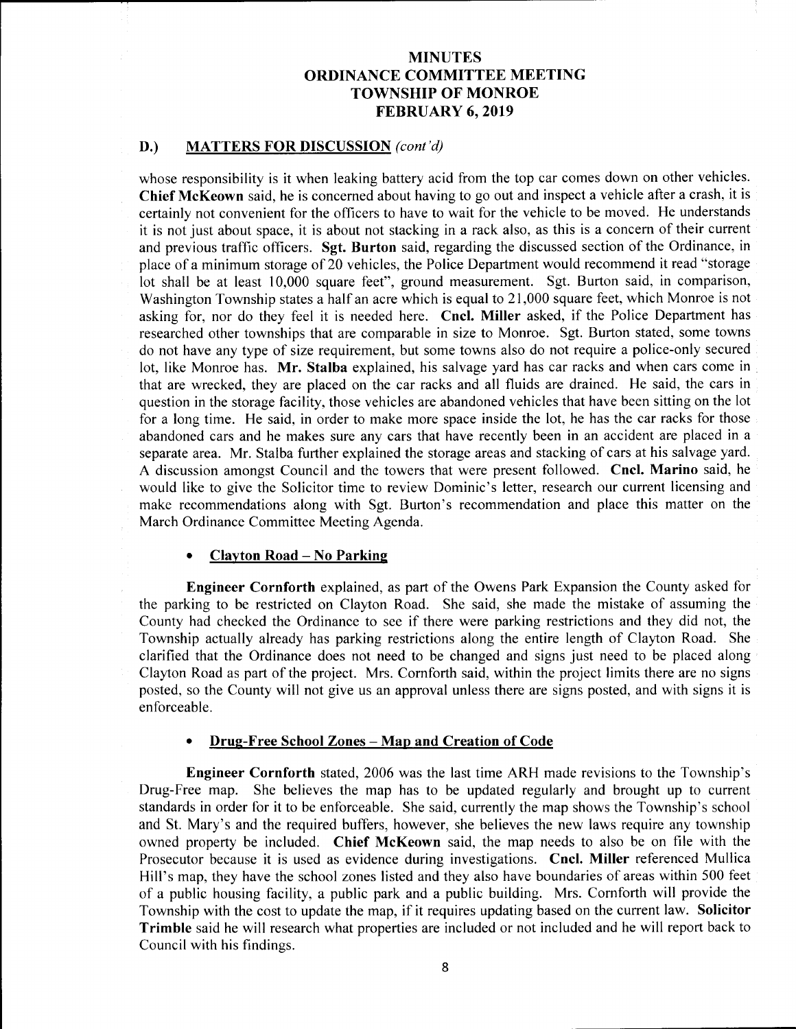# MINUTES
# ORDINANCE COMMITTEE MEETING
# TOWNSHIP OF MONROE
# FEBRUARY 6, 2019

## D.) MATTERS FOR DISCUSSION *(cont'd)*

whose responsibility is it when leaking battery acid from the top car comes down on other vehicles. **Chief McKeown** said, he is concerned about having to go out and inspect a vehicle after a crash, it is certainly not convenient for the officers to have to wait for the vehicle to be moved. He understands it is not just about space, it is about not stacking in a rack also, as this is a concern of their current and previous traffic officers. **Sgt. Burton** said, regarding the discussed section of the Ordinance, in place of a minimum storage of 20 vehicles, the Police Department would recommend it read "storage lot shall be at least 10,000 square feet", ground measurement. Sgt. Burton said, in comparison, Washington Township states a half an acre which is equal to 21,000 square feet, which Monroe is not asking for, nor do they feel it is needed here. **Cncl. Miller** asked, if the Police Department has researched other townships that are comparable in size to Monroe. Sgt. Burton stated, some towns do not have any type of size requirement, but some towns also do not require a police-only secured lot, like Monroe has. **Mr. Stalba** explained, his salvage yard has car racks and when cars come in that are wrecked, they are placed on the car racks and all fluids are drained. He said, the cars in question in the storage facility, those vehicles are abandoned vehicles that have been sitting on the lot for a long time. He said, in order to make more space inside the lot, he has the car racks for those abandoned cars and he makes sure any cars that have recently been in an accident are placed in a separate area. Mr. Stalba further explained the storage areas and stacking of cars at his salvage yard. A discussion amongst Council and the towers that were present followed. **Cncl. Marino** said, he would like to give the Solicitor time to review Dominic's letter, research our current licensing and make recommendations along with Sgt. Burton's recommendation and place this matter on the March Ordinance Committee Meeting Agenda.

- **Clayton Road – No Parking**

**Engineer Cornforth** explained, as part of the Owens Park Expansion the County asked for the parking to be restricted on Clayton Road. She said, she made the mistake of assuming the County had checked the Ordinance to see if there were parking restrictions and they did not, the Township actually already has parking restrictions along the entire length of Clayton Road. She clarified that the Ordinance does not need to be changed and signs just need to be placed along Clayton Road as part of the project. Mrs. Cornforth said, within the project limits there are no signs posted, so the County will not give us an approval unless there are signs posted, and with signs it is enforceable.

- **Drug-Free School Zones – Map and Creation of Code**

**Engineer Cornforth** stated, 2006 was the last time ARH made revisions to the Township's Drug-Free map. She believes the map has to be updated regularly and brought up to current standards in order for it to be enforceable. She said, currently the map shows the Township's school and St. Mary's and the required buffers, however, she believes the new laws require any township owned property be included. **Chief McKeown** said, the map needs to also be on file with the Prosecutor because it is used as evidence during investigations. **Cncl. Miller** referenced Mullica Hill's map, they have the school zones listed and they also have boundaries of areas within 500 feet of a public housing facility, a public park and a public building. Mrs. Cornforth will provide the Township with the cost to update the map, if it requires updating based on the current law. **Solicitor Trimble** said he will research what properties are included or not included and he will report back to Council with his findings.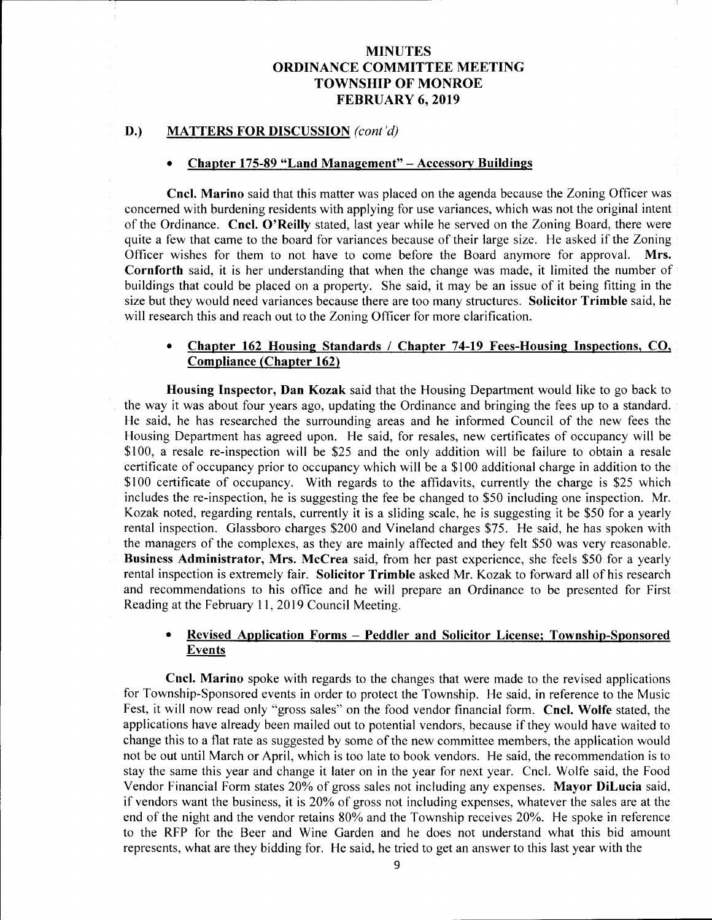# MINUTES
# ORDINANCE COMMITTEE MEETING
# TOWNSHIP OF MONROE
# FEBRUARY 6, 2019

## D.) MATTERS FOR DISCUSSION *(cont'd)*

- **Chapter 175-89 "Land Management" – Accessory Buildings**

**Cncl. Marino** said that this matter was placed on the agenda because the Zoning Officer was concerned with burdening residents with applying for use variances, which was not the original intent of the Ordinance. **Cncl. O'Reilly** stated, last year while he served on the Zoning Board, there were quite a few that came to the board for variances because of their large size. He asked if the Zoning Officer wishes for them to not have to come before the Board anymore for approval. **Mrs. Cornforth** said, it is her understanding that when the change was made, it limited the number of buildings that could be placed on a property. She said, it may be an issue of it being fitting in the size but they would need variances because there are too many structures. **Solicitor Trimble** said, he will research this and reach out to the Zoning Officer for more clarification.

- **Chapter 162 Housing Standards / Chapter 74-19 Fees-Housing Inspections, CO, Compliance (Chapter 162)**

**Housing Inspector, Dan Kozak** said that the Housing Department would like to go back to the way it was about four years ago, updating the Ordinance and bringing the fees up to a standard. He said, he has researched the surrounding areas and he informed Council of the new fees the Housing Department has agreed upon. He said, for resales, new certificates of occupancy will be $100, a resale re-inspection will be $25 and the only addition will be failure to obtain a resale certificate of occupancy prior to occupancy which will be a $100 additional charge in addition to the $100 certificate of occupancy. With regards to the affidavits, currently the charge is $25 which includes the re-inspection, he is suggesting the fee be changed to $50 including one inspection. Mr. Kozak noted, regarding rentals, currently it is a sliding scale, he is suggesting it be $50 for a yearly rental inspection. Glassboro charges $200 and Vineland charges $75. He said, he has spoken with the managers of the complexes, as they are mainly affected and they felt $50 was very reasonable. **Business Administrator, Mrs. McCrea** said, from her past experience, she feels $50 for a yearly rental inspection is extremely fair. **Solicitor Trimble** asked Mr. Kozak to forward all of his research and recommendations to his office and he will prepare an Ordinance to be presented for First Reading at the February 11, 2019 Council Meeting.

- **Revised Application Forms – Peddler and Solicitor License; Township-Sponsored Events**

**Cncl. Marino** spoke with regards to the changes that were made to the revised applications for Township-Sponsored events in order to protect the Township. He said, in reference to the Music Fest, it will now read only "gross sales" on the food vendor financial form. **Cncl. Wolfe** stated, the applications have already been mailed out to potential vendors, because if they would have waited to change this to a flat rate as suggested by some of the new committee members, the application would not be out until March or April, which is too late to book vendors. He said, the recommendation is to stay the same this year and change it later on in the year for next year. Cncl. Wolfe said, the Food Vendor Financial Form states 20% of gross sales not including any expenses. **Mayor DiLucia** said, if vendors want the business, it is 20% of gross not including expenses, whatever the sales are at the end of the night and the vendor retains 80% and the Township receives 20%. He spoke in reference to the RFP for the Beer and Wine Garden and he does not understand what this bid amount represents, what are they bidding for. He said, he tried to get an answer to this last year with the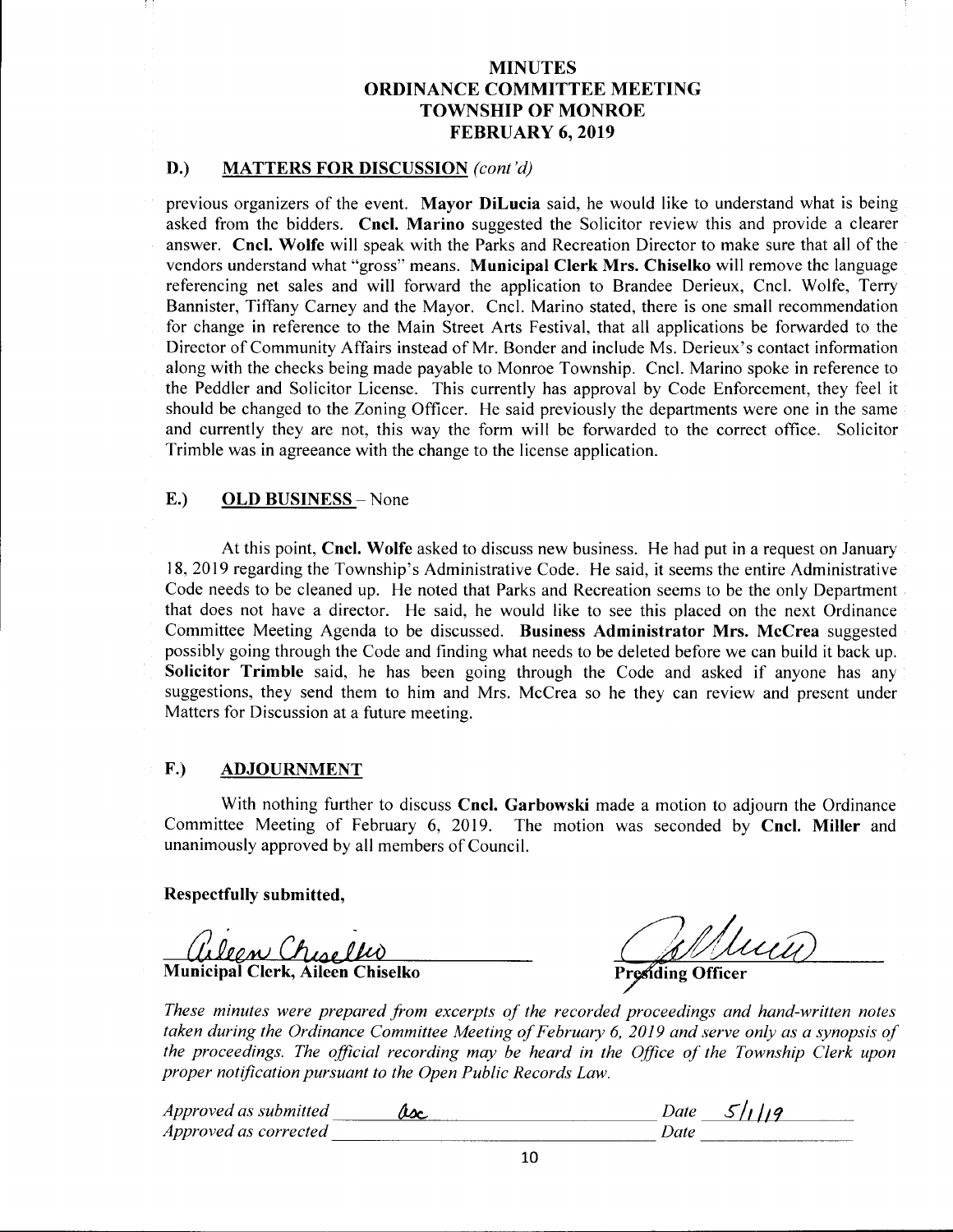# MINUTES
# ORDINANCE COMMITTEE MEETING
# TOWNSHIP OF MONROE
# FEBRUARY 6, 2019

## D.) MATTERS FOR DISCUSSION *(cont'd)*

previous organizers of the event. **Mayor DiLucia** said, he would like to understand what is being asked from the bidders. **Cncl. Marino** suggested the Solicitor review this and provide a clearer answer. **Cncl. Wolfe** will speak with the Parks and Recreation Director to make sure that all of the vendors understand what "gross" means. **Municipal Clerk Mrs. Chiselko** will remove the language referencing net sales and will forward the application to Brandee Derieux, Cncl. Wolfe, Terry Bannister, Tiffany Carney and the Mayor. Cncl. Marino stated, there is one small recommendation for change in reference to the Main Street Arts Festival, that all applications be forwarded to the Director of Community Affairs instead of Mr. Bonder and include Ms. Derieux's contact information along with the checks being made payable to Monroe Township. Cncl. Marino spoke in reference to the Peddler and Solicitor License. This currently has approval by Code Enforcement, they feel it should be changed to the Zoning Officer. He said previously the departments were one in the same and currently they are not, this way the form will be forwarded to the correct office. Solicitor Trimble was in agreeance with the change to the license application.

## E.) OLD BUSINESS – None

At this point, **Cncl. Wolfe** asked to discuss new business. He had put in a request on January 18, 2019 regarding the Township's Administrative Code. He said, it seems the entire Administrative Code needs to be cleaned up. He noted that Parks and Recreation seems to be the only Department that does not have a director. He said, he would like to see this placed on the next Ordinance Committee Meeting Agenda to be discussed. **Business Administrator Mrs. McCrea** suggested possibly going through the Code and finding what needs to be deleted before we can build it back up. **Solicitor Trimble** said, he has been going through the Code and asked if anyone has any suggestions, they send them to him and Mrs. McCrea so he they can review and present under Matters for Discussion at a future meeting.

## F.) ADJOURNMENT

With nothing further to discuss **Cncl. Garbowski** made a motion to adjourn the Ordinance Committee Meeting of February 6, 2019. The motion was seconded by **Cncl. Miller** and unanimously approved by all members of Council.

**Respectfully submitted,**

Aileen Chiselko
**Municipal Clerk, Aileen Chiselko**

**Presiding Officer**

*These minutes were prepared from excerpts of the recorded proceedings and hand-written notes taken during the Ordinance Committee Meeting of February 6, 2019 and serve only as a synopsis of the proceedings. The official recording may be heard in the Office of the Township Clerk upon proper notification pursuant to the Open Public Records Law.*

*Approved as submitted* ac *Date* 5/1/19
*Approved as corrected* ____________ *Date* ____________